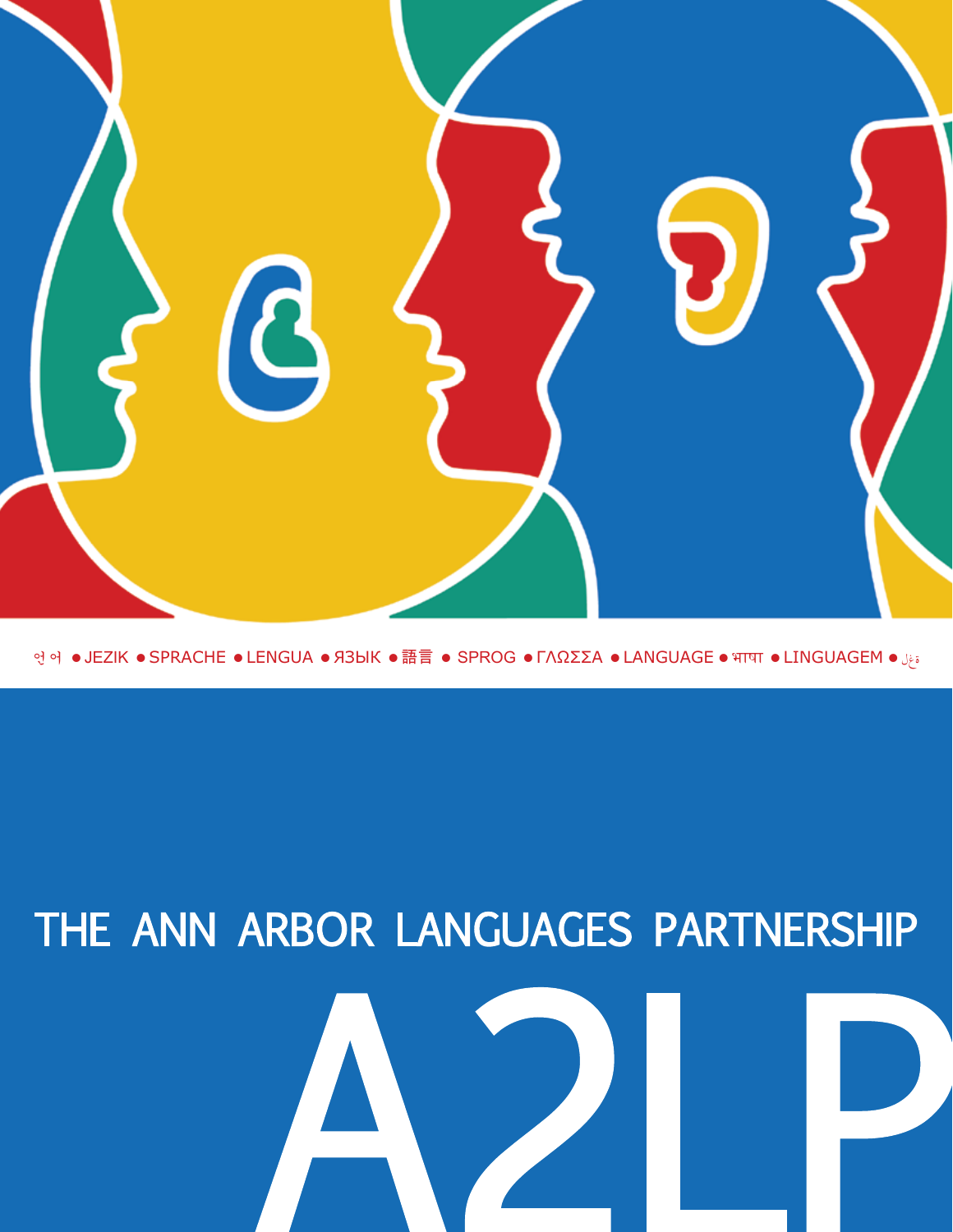언어 ● JEZIK ● SPRACHE ● LENGUA ● ЯЗЫК ● 語言 ● SPROG ● ΓΛΩΣΣΑ ● LANGUAGE ● भाषा ● LINGUAGEM ● لغة

# THE ANN ARBOR LANGUAGES PARTNERSHIP

# A2LP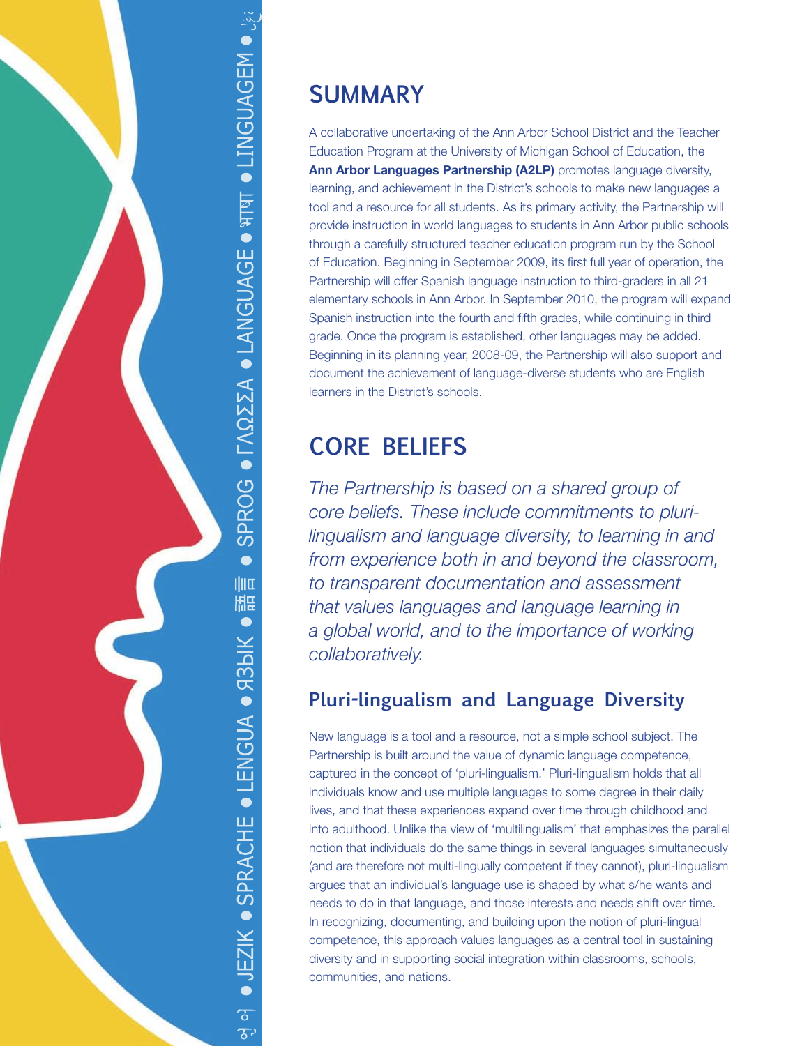## SUMMARY

A collaborative undertaking of the Ann Arbor School District and the Teacher Education Program at the University of Michigan School of Education, the **Ann Arbor Languages Partnership (A2LP)** promotes language diversity, learning, and achievement in the District's schools to make new languages a tool and a resource for all students. As its primary activity, the Partnership will provide instruction in world languages to students in Ann Arbor public schools through a carefully structured teacher education program run by the School of Education. Beginning in September 2009, its first full year of operation, the Partnership will offer Spanish language instruction to third-graders in all 21 elementary schools in Ann Arbor. In September 2010, the program will expand Spanish instruction into the fourth and fifth grades, while continuing in third grade. Once the program is established, other languages may be added. Beginning in its planning year, 2008-09, the Partnership will also support and document the achievement of language-diverse students who are English learners in the District's schools.

## CORE BELIEFS

*The Partnership is based on a shared group of core beliefs. These include commitments to pluri-lingualism and language diversity, to learning in and from experience both in and beyond the classroom, to transparent documentation and assessment that values languages and language learning in a global world, and to the importance of working collaboratively.*

### Pluri-lingualism and Language Diversity

New language is a tool and a resource, not a simple school subject. The Partnership is built around the value of dynamic language competence, captured in the concept of 'pluri-lingualism.' Pluri-lingualism holds that all individuals know and use multiple languages to some degree in their daily lives, and that these experiences expand over time through childhood and into adulthood. Unlike the view of 'multilingualism' that emphasizes the parallel notion that individuals do the same things in several languages simultaneously (and are therefore not multi-lingually competent if they cannot), pluri-lingualism argues that an individual's language use is shaped by what s/he wants and needs to do in that language, and those interests and needs shift over time. In recognizing, documenting, and building upon the notion of pluri-lingual competence, this approach values languages as a central tool in sustaining diversity and in supporting social integration within classrooms, schools, communities, and nations.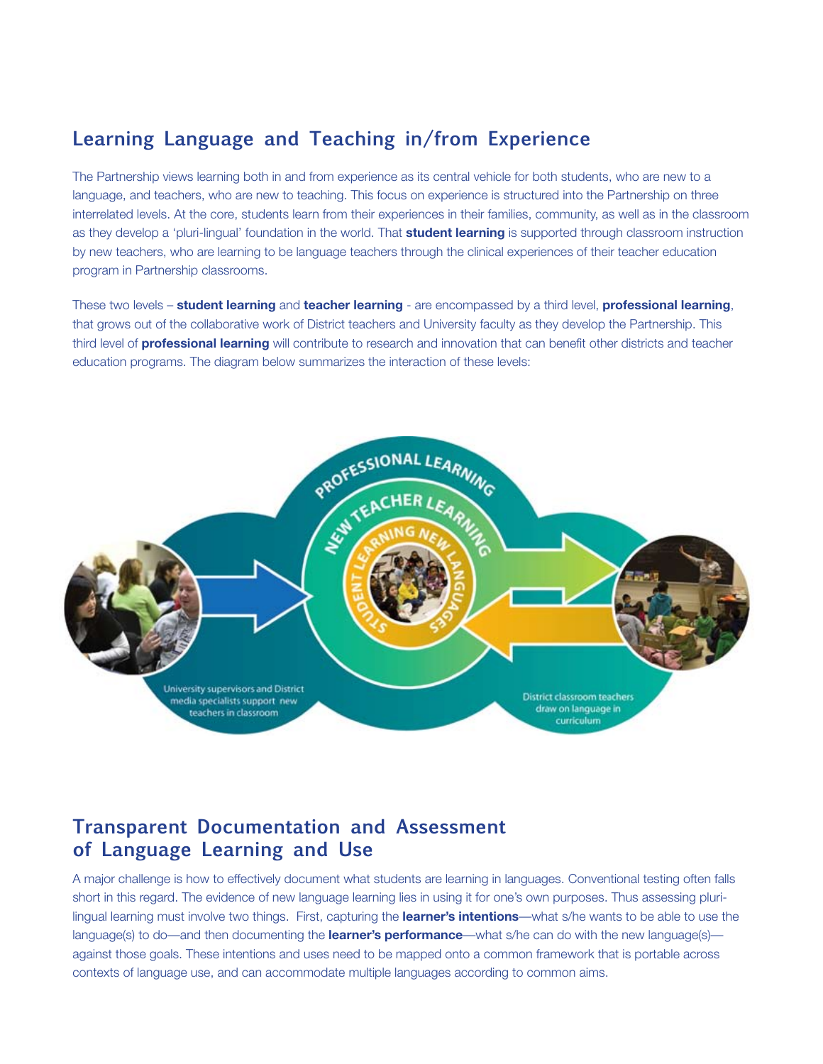## Learning Language and Teaching in/from Experience

The Partnership views learning both in and from experience as its central vehicle for both students, who are new to a language, and teachers, who are new to teaching. This focus on experience is structured into the Partnership on three interrelated levels. At the core, students learn from their experiences in their families, community, as well as in the classroom as they develop a 'pluri-lingual' foundation in the world. That **student learning** is supported through classroom instruction by new teachers, who are learning to be language teachers through the clinical experiences of their teacher education program in Partnership classrooms.

These two levels – **student learning** and **teacher learning** - are encompassed by a third level, **professional learning**, that grows out of the collaborative work of District teachers and University faculty as they develop the Partnership. This third level of **professional learning** will contribute to research and innovation that can benefit other districts and teacher education programs. The diagram below summarizes the interaction of these levels:

PROFESSIONAL LEARNING

NEW TEACHER LEARNING

STUDENT LEARNING NEW LANGUAGES

University supervisors and District media specialists support new teachers in classroom

District classroom teachers draw on language in curriculum

## Transparent Documentation and Assessment of Language Learning and Use

A major challenge is how to effectively document what students are learning in languages. Conventional testing often falls short in this regard. The evidence of new language learning lies in using it for one's own purposes. Thus assessing pluri-lingual learning must involve two things. First, capturing the **learner's intentions**—what s/he wants to be able to use the language(s) to do—and then documenting the **learner's performance**—what s/he can do with the new language(s)—against those goals. These intentions and uses need to be mapped onto a common framework that is portable across contexts of language use, and can accommodate multiple languages according to common aims.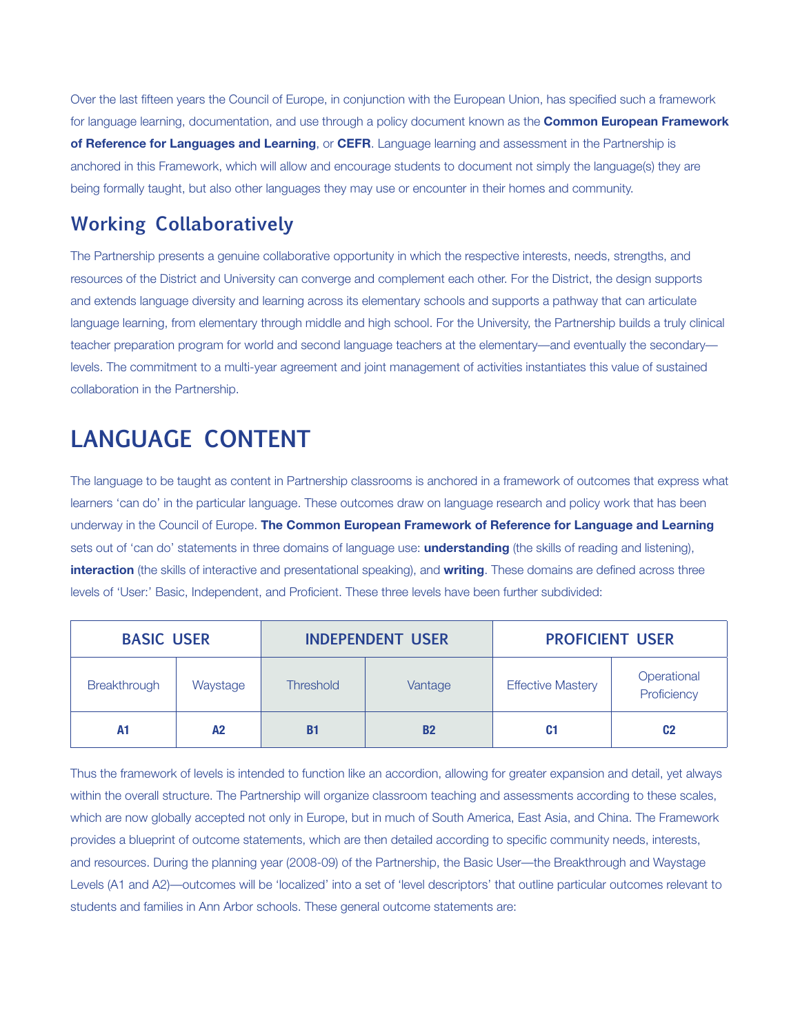Over the last fifteen years the Council of Europe, in conjunction with the European Union, has specified such a framework for language learning, documentation, and use through a policy document known as the **Common European Framework of Reference for Languages and Learning**, or **CEFR**. Language learning and assessment in the Partnership is anchored in this Framework, which will allow and encourage students to document not simply the language(s) they are being formally taught, but also other languages they may use or encounter in their homes and community.

## Working Collaboratively

The Partnership presents a genuine collaborative opportunity in which the respective interests, needs, strengths, and resources of the District and University can converge and complement each other. For the District, the design supports and extends language diversity and learning across its elementary schools and supports a pathway that can articulate language learning, from elementary through middle and high school. For the University, the Partnership builds a truly clinical teacher preparation program for world and second language teachers at the elementary—and eventually the secondary—levels. The commitment to a multi-year agreement and joint management of activities instantiates this value of sustained collaboration in the Partnership.

# LANGUAGE CONTENT

The language to be taught as content in Partnership classrooms is anchored in a framework of outcomes that express what learners 'can do' in the particular language. These outcomes draw on language research and policy work that has been underway in the Council of Europe. **The Common European Framework of Reference for Language and Learning** sets out of 'can do' statements in three domains of language use: **understanding** (the skills of reading and listening), **interaction** (the skills of interactive and presentational speaking), and **writing**. These domains are defined across three levels of 'User:' Basic, Independent, and Proficient. These three levels have been further subdivided:

| BASIC USER | | INDEPENDENT USER | | PROFICIENT USER | |
|---|---|---|---|---|---|
| Breakthrough | Waystage | Threshold | Vantage | Effective Mastery | Operational Proficiency |
| **A1** | **A2** | **B1** | **B2** | **C1** | **C2** |

Thus the framework of levels is intended to function like an accordion, allowing for greater expansion and detail, yet always within the overall structure. The Partnership will organize classroom teaching and assessments according to these scales, which are now globally accepted not only in Europe, but in much of South America, East Asia, and China. The Framework provides a blueprint of outcome statements, which are then detailed according to specific community needs, interests, and resources. During the planning year (2008-09) of the Partnership, the Basic User—the Breakthrough and Waystage Levels (A1 and A2)—outcomes will be 'localized' into a set of 'level descriptors' that outline particular outcomes relevant to students and families in Ann Arbor schools. These general outcome statements are: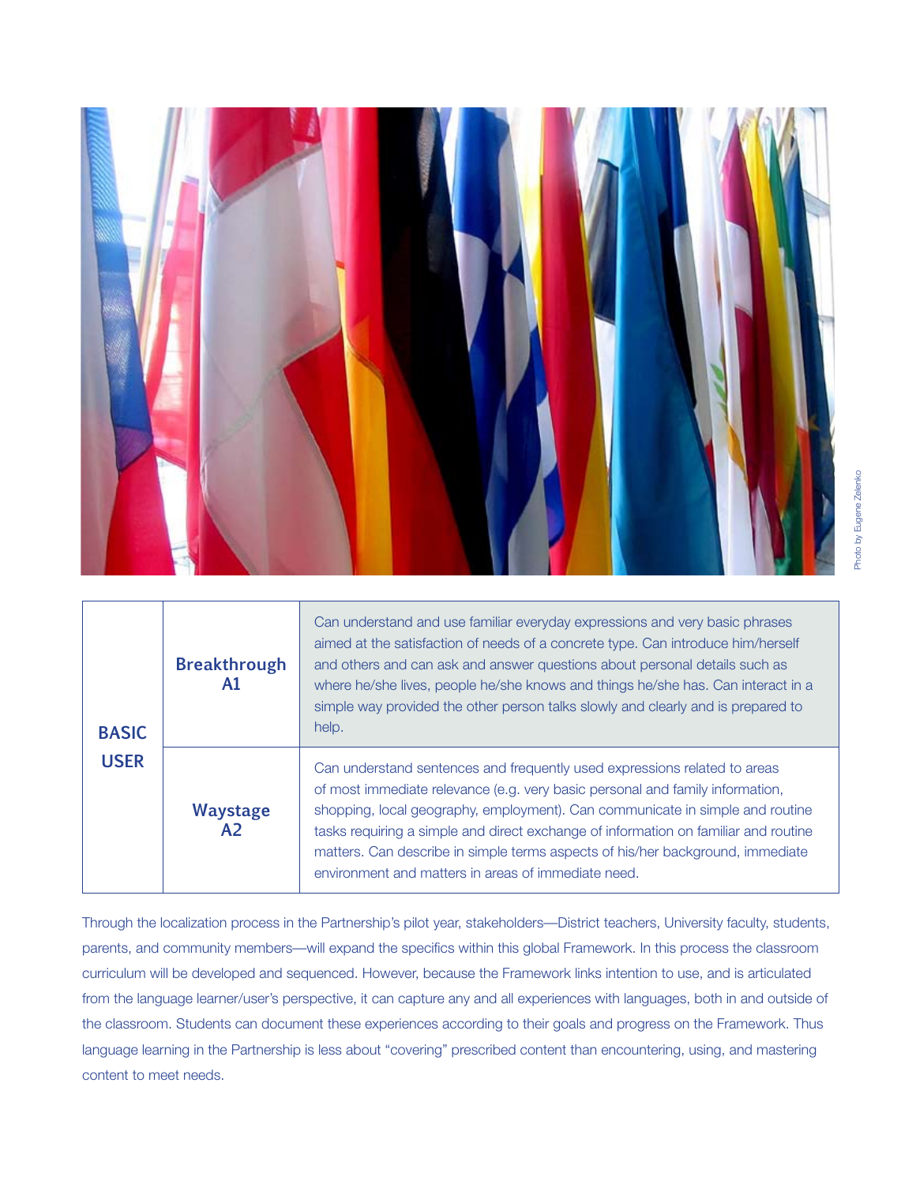| | | |
|---|---|---|
| **BASIC USER** | **Breakthrough A1** | Can understand and use familiar everyday expressions and very basic phrases aimed at the satisfaction of needs of a concrete type. Can introduce him/herself and others and can ask and answer questions about personal details such as where he/she lives, people he/she knows and things he/she has. Can interact in a simple way provided the other person talks slowly and clearly and is prepared to help. |
| | **Waystage A2** | Can understand sentences and frequently used expressions related to areas of most immediate relevance (e.g. very basic personal and family information, shopping, local geography, employment). Can communicate in simple and routine tasks requiring a simple and direct exchange of information on familiar and routine matters. Can describe in simple terms aspects of his/her background, immediate environment and matters in areas of immediate need. |

Through the localization process in the Partnership's pilot year, stakeholders—District teachers, University faculty, students, parents, and community members—will expand the specifics within this global Framework. In this process the classroom curriculum will be developed and sequenced. However, because the Framework links intention to use, and is articulated from the language learner/user's perspective, it can capture any and all experiences with languages, both in and outside of the classroom. Students can document these experiences according to their goals and progress on the Framework. Thus language learning in the Partnership is less about "covering" prescribed content than encountering, using, and mastering content to meet needs.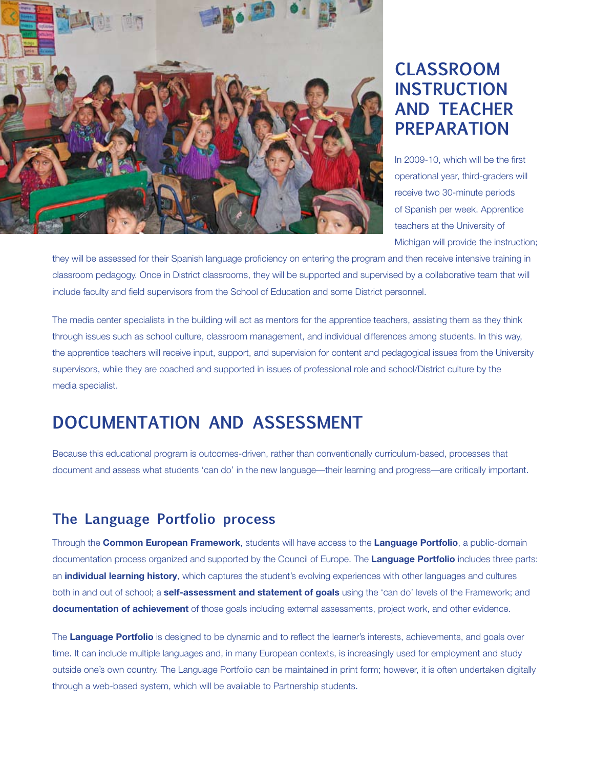## CLASSROOM INSTRUCTION AND TEACHER PREPARATION

In 2009-10, which will be the first operational year, third-graders will receive two 30-minute periods of Spanish per week. Apprentice teachers at the University of Michigan will provide the instruction; they will be assessed for their Spanish language proficiency on entering the program and then receive intensive training in classroom pedagogy. Once in District classrooms, they will be supported and supervised by a collaborative team that will include faculty and field supervisors from the School of Education and some District personnel.

The media center specialists in the building will act as mentors for the apprentice teachers, assisting them as they think through issues such as school culture, classroom management, and individual differences among students. In this way, the apprentice teachers will receive input, support, and supervision for content and pedagogical issues from the University supervisors, while they are coached and supported in issues of professional role and school/District culture by the media specialist.

## DOCUMENTATION AND ASSESSMENT

Because this educational program is outcomes-driven, rather than conventionally curriculum-based, processes that document and assess what students 'can do' in the new language—their learning and progress—are critically important.

### The Language Portfolio process

Through the **Common European Framework**, students will have access to the **Language Portfolio**, a public-domain documentation process organized and supported by the Council of Europe. The **Language Portfolio** includes three parts: an **individual learning history**, which captures the student's evolving experiences with other languages and cultures both in and out of school; a **self-assessment and statement of goals** using the 'can do' levels of the Framework; and **documentation of achievement** of those goals including external assessments, project work, and other evidence.

The **Language Portfolio** is designed to be dynamic and to reflect the learner's interests, achievements, and goals over time. It can include multiple languages and, in many European contexts, is increasingly used for employment and study outside one's own country. The Language Portfolio can be maintained in print form; however, it is often undertaken digitally through a web-based system, which will be available to Partnership students.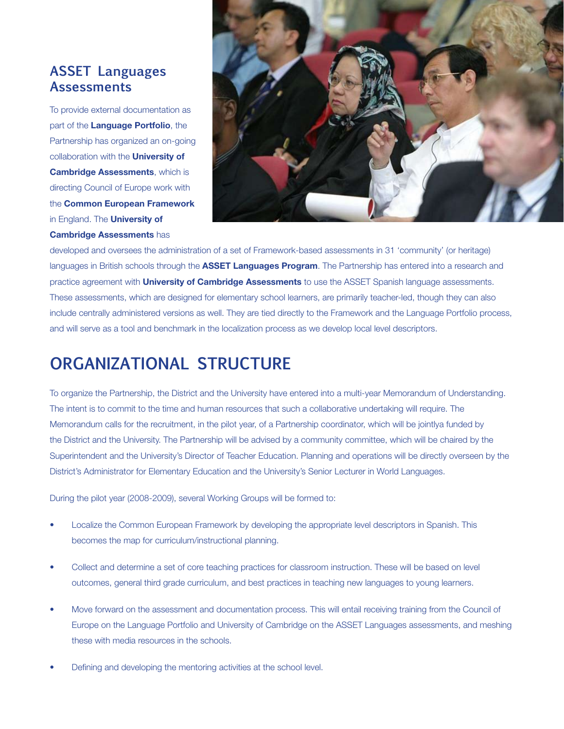## ASSET Languages Assessments

To provide external documentation as part of the **Language Portfolio**, the Partnership has organized an on-going collaboration with the **University of Cambridge Assessments**, which is directing Council of Europe work with the **Common European Framework** in England. The **University of Cambridge Assessments** has developed and oversees the administration of a set of Framework-based assessments in 31 'community' (or heritage) languages in British schools through the **ASSET Languages Program**. The Partnership has entered into a research and practice agreement with **University of Cambridge Assessments** to use the ASSET Spanish language assessments. These assessments, which are designed for elementary school learners, are primarily teacher-led, though they can also include centrally administered versions as well. They are tied directly to the Framework and the Language Portfolio process, and will serve as a tool and benchmark in the localization process as we develop local level descriptors.

# ORGANIZATIONAL STRUCTURE

To organize the Partnership, the District and the University have entered into a multi-year Memorandum of Understanding. The intent is to commit to the time and human resources that such a collaborative undertaking will require. The Memorandum calls for the recruitment, in the pilot year, of a Partnership coordinator, which will be jointlya funded by the District and the University. The Partnership will be advised by a community committee, which will be chaired by the Superintendent and the University's Director of Teacher Education. Planning and operations will be directly overseen by the District's Administrator for Elementary Education and the University's Senior Lecturer in World Languages.

During the pilot year (2008-2009), several Working Groups will be formed to:

- Localize the Common European Framework by developing the appropriate level descriptors in Spanish. This becomes the map for curriculum/instructional planning.
- Collect and determine a set of core teaching practices for classroom instruction. These will be based on level outcomes, general third grade curriculum, and best practices in teaching new languages to young learners.
- Move forward on the assessment and documentation process. This will entail receiving training from the Council of Europe on the Language Portfolio and University of Cambridge on the ASSET Languages assessments, and meshing these with media resources in the schools.
- Defining and developing the mentoring activities at the school level.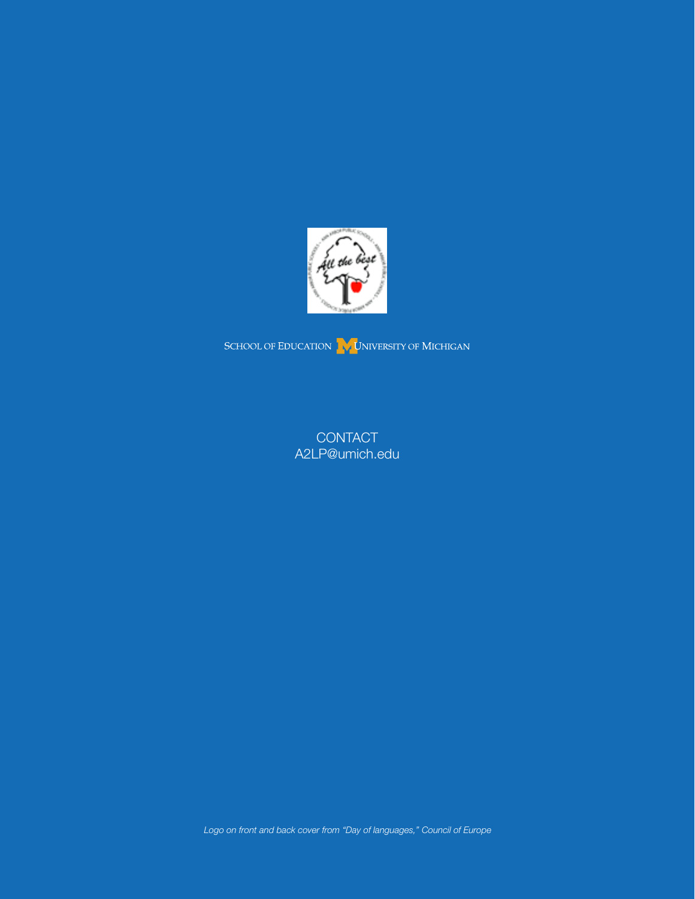SCHOOL OF EDUCATION UNIVERSITY OF MICHIGAN

CONTACT
A2LP@umich.edu

*Logo on front and back cover from "Day of languages," Council of Europe*